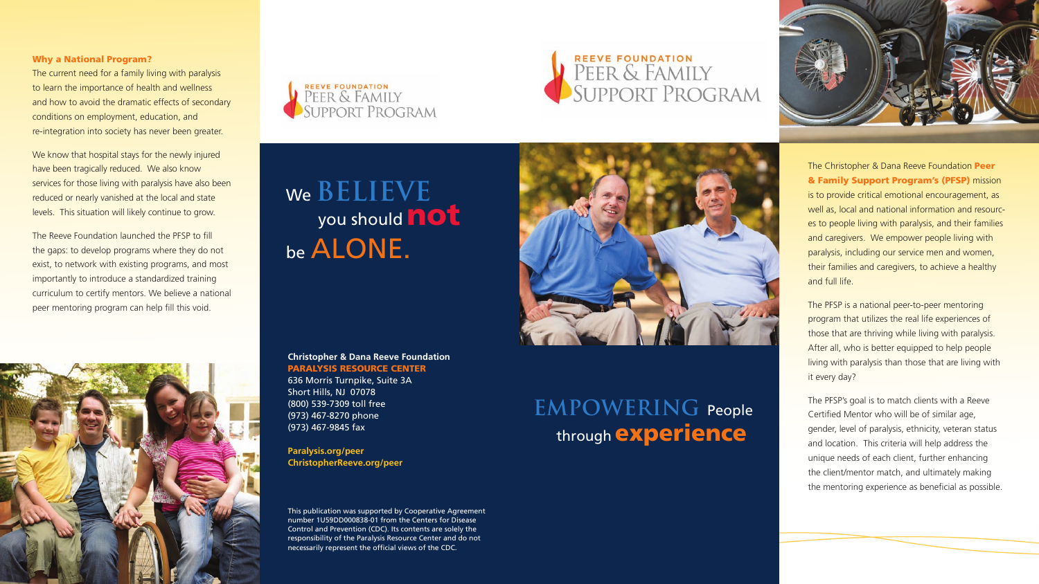## Why a National Program?

The current need for a family living with paralysis to learn the importance of health and wellness and how to avoid the dramatic effects of secondary conditions on employment, education, and re-integration into society has never been greater.

We know that hospital stays for the newly injured have been tragically reduced. We also know services for those living with paralysis have also been reduced or nearly vanished at the local and state levels. This situation will likely continue to grow.

The Reeve Foundation launched the PFSP to fill the gaps: to develop programs where they do not exist, to network with existing programs, and most importantly to introduce a standardized training curriculum to certify mentors. We believe a national peer mentoring program can help fill this void.

REEVE FOUNDATION
PEER & FAMILY
SUPPORT PROGRAM

# We BELIEVE you should not be ALONE.

**Christopher & Dana Reeve Foundation**
**PARALYSIS RESOURCE CENTER**
636 Morris Turnpike, Suite 3A
Short Hills, NJ 07078
(800) 539-7309 toll free
(973) 467-8270 phone
(973) 467-9845 fax

**Paralysis.org/peer**
**ChristopherReeve.org/peer**

This publication was supported by Cooperative Agreement number 1U59DD000838-01 from the Centers for Disease Control and Prevention (CDC). Its contents are solely the responsibility of the Paralysis Resource Center and do not necessarily represent the official views of the CDC.

REEVE FOUNDATION
PEER & FAMILY
SUPPORT PROGRAM

# EMPOWERING People through experience

The Christopher & Dana Reeve Foundation **Peer & Family Support Program's (PFSP)** mission is to provide critical emotional encouragement, as well as, local and national information and resources to people living with paralysis, and their families and caregivers. We empower people living with paralysis, including our service men and women, their families and caregivers, to achieve a healthy and full life.

The PFSP is a national peer-to-peer mentoring program that utilizes the real life experiences of those that are thriving while living with paralysis. After all, who is better equipped to help people living with paralysis than those that are living with it every day?

The PFSP's goal is to match clients with a Reeve Certified Mentor who will be of similar age, gender, level of paralysis, ethnicity, veteran status and location. This criteria will help address the unique needs of each client, further enhancing the client/mentor match, and ultimately making the mentoring experience as beneficial as possible.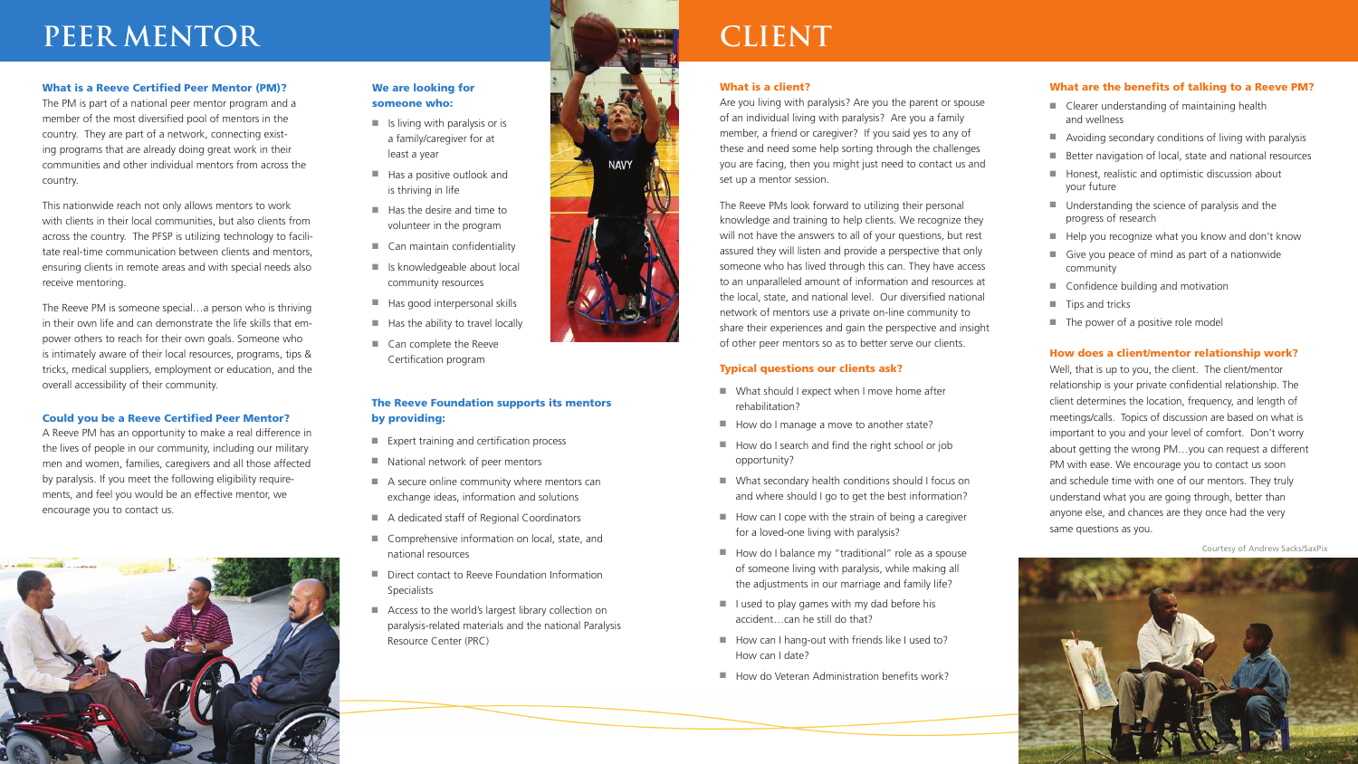# PEER MENTOR

### What is a Reeve Certified Peer Mentor (PM)?

The PM is part of a national peer mentor program and a member of the most diversified pool of mentors in the country. They are part of a network, connecting existing programs that are already doing great work in their communities and other individual mentors from across the country.

This nationwide reach not only allows mentors to work with clients in their local communities, but also clients from across the country. The PFSP is utilizing technology to facilitate real-time communication between clients and mentors, ensuring clients in remote areas and with special needs also receive mentoring.

The Reeve PM is someone special…a person who is thriving in their own life and can demonstrate the life skills that empower others to reach for their own goals. Someone who is intimately aware of their local resources, programs, tips & tricks, medical suppliers, employment or education, and the overall accessibility of their community.

### Could you be a Reeve Certified Peer Mentor?

A Reeve PM has an opportunity to make a real difference in the lives of people in our community, including our military men and women, families, caregivers and all those affected by paralysis. If you meet the following eligibility requirements, and feel you would be an effective mentor, we encourage you to contact us.

### We are looking for someone who:

- Is living with paralysis or is a family/caregiver for at least a year
- Has a positive outlook and is thriving in life
- Has the desire and time to volunteer in the program
- Can maintain confidentiality
- Is knowledgeable about local community resources
- Has good interpersonal skills
- Has the ability to travel locally
- Can complete the Reeve Certification program

### The Reeve Foundation supports its mentors by providing:

- Expert training and certification process
- National network of peer mentors
- A secure online community where mentors can exchange ideas, information and solutions
- A dedicated staff of Regional Coordinators
- Comprehensive information on local, state, and national resources
- Direct contact to Reeve Foundation Information Specialists
- Access to the world's largest library collection on paralysis-related materials and the national Paralysis Resource Center (PRC)

# CLIENT

### What is a client?

Are you living with paralysis? Are you the parent or spouse of an individual living with paralysis? Are you a family member, a friend or caregiver? If you said yes to any of these and need some help sorting through the challenges you are facing, then you might just need to contact us and set up a mentor session.

The Reeve PMs look forward to utilizing their personal knowledge and training to help clients. We recognize they will not have the answers to all of your questions, but rest assured they will listen and provide a perspective that only someone who has lived through this can. They have access to an unparalleled amount of information and resources at the local, state, and national level. Our diversified national network of mentors use a private on-line community to share their experiences and gain the perspective and insight of other peer mentors so as to better serve our clients.

### Typical questions our clients ask?

- What should I expect when I move home after rehabilitation?
- How do I manage a move to another state?
- How do I search and find the right school or job opportunity?
- What secondary health conditions should I focus on and where should I go to get the best information?
- How can I cope with the strain of being a caregiver for a loved-one living with paralysis?
- How do I balance my "traditional" role as a spouse of someone living with paralysis, while making all the adjustments in our marriage and family life?
- I used to play games with my dad before his accident…can he still do that?
- How can I hang-out with friends like I used to? How can I date?
- How do Veteran Administration benefits work?

### What are the benefits of talking to a Reeve PM?

- Clearer understanding of maintaining health and wellness
- Avoiding secondary conditions of living with paralysis
- Better navigation of local, state and national resources
- Honest, realistic and optimistic discussion about your future
- Understanding the science of paralysis and the progress of research
- Help you recognize what you know and don't know
- Give you peace of mind as part of a nationwide community
- Confidence building and motivation
- Tips and tricks
- The power of a positive role model

### How does a client/mentor relationship work?

Well, that is up to you, the client. The client/mentor relationship is your private confidential relationship. The client determines the location, frequency, and length of meetings/calls. Topics of discussion are based on what is important to you and your level of comfort. Don't worry about getting the wrong PM…you can request a different PM with ease. We encourage you to contact us soon and schedule time with one of our mentors. They truly understand what you are going through, better than anyone else, and chances are they once had the very same questions as you.

Courtesy of Andrew Sacks/SaxPix